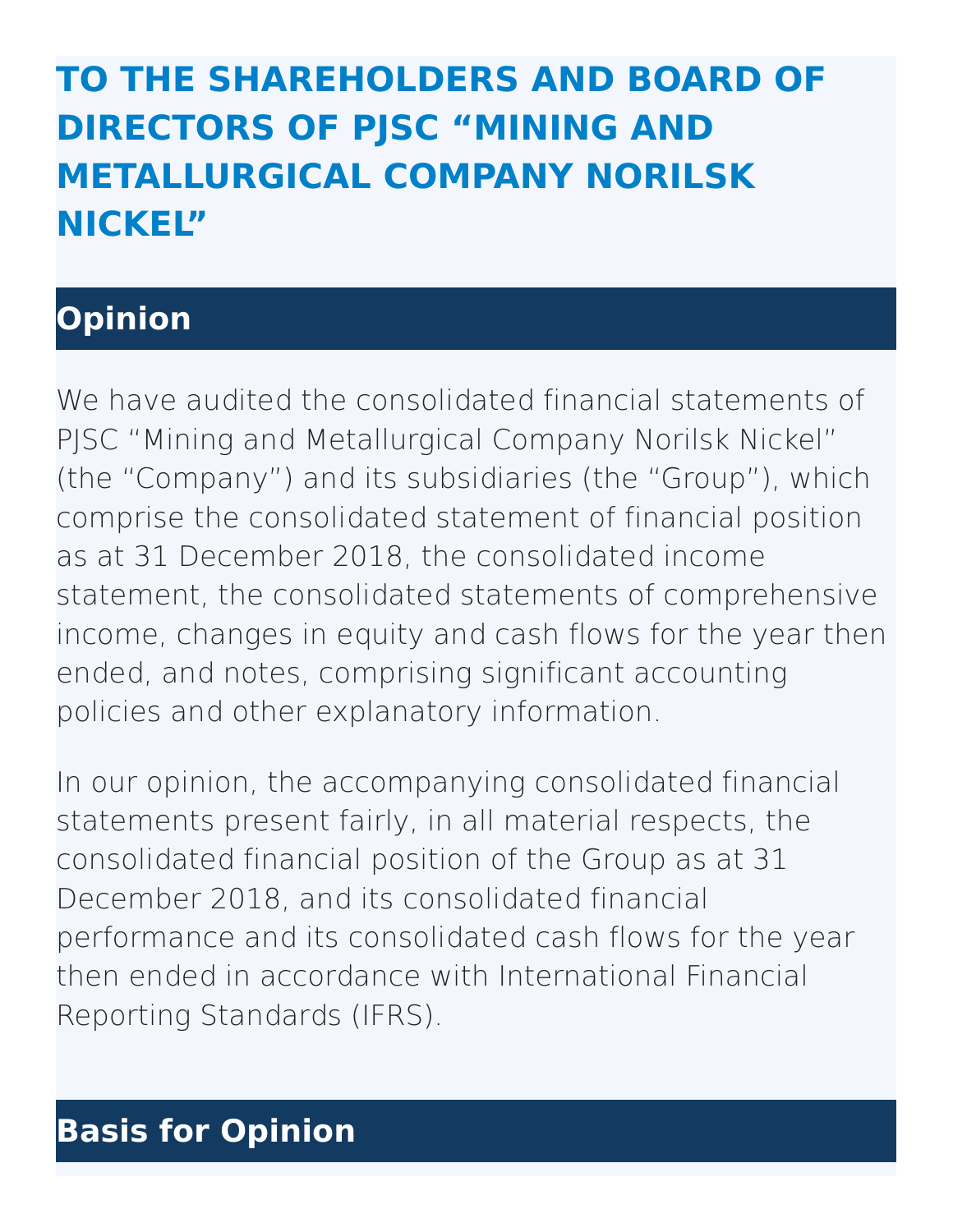# TO THE SHAREHOLDERS AND BOARD OF DIRECTORS OF PJSC "MINING AND METALLURGICAL COMPANY NORILSK NICKEL"

## Opinion

We have audited the consolidated financial statements of PJSC "Mining and Metallurgical Company Norilsk Nickel" (the "Company") and its subsidiaries (the "Group"), which comprise the consolidated statement of financial position as at 31 December 2018, the consolidated income statement, the consolidated statements of comprehensive income, changes in equity and cash flows for the year then ended, and notes, comprising significant accounting policies and other explanatory information.

In our opinion, the accompanying consolidated financial statements present fairly, in all material respects, the consolidated financial position of the Group as at 31 December 2018, and its consolidated financial performance and its consolidated cash flows for the year then ended in accordance with International Financial Reporting Standards (IFRS).

## Basis for Opinion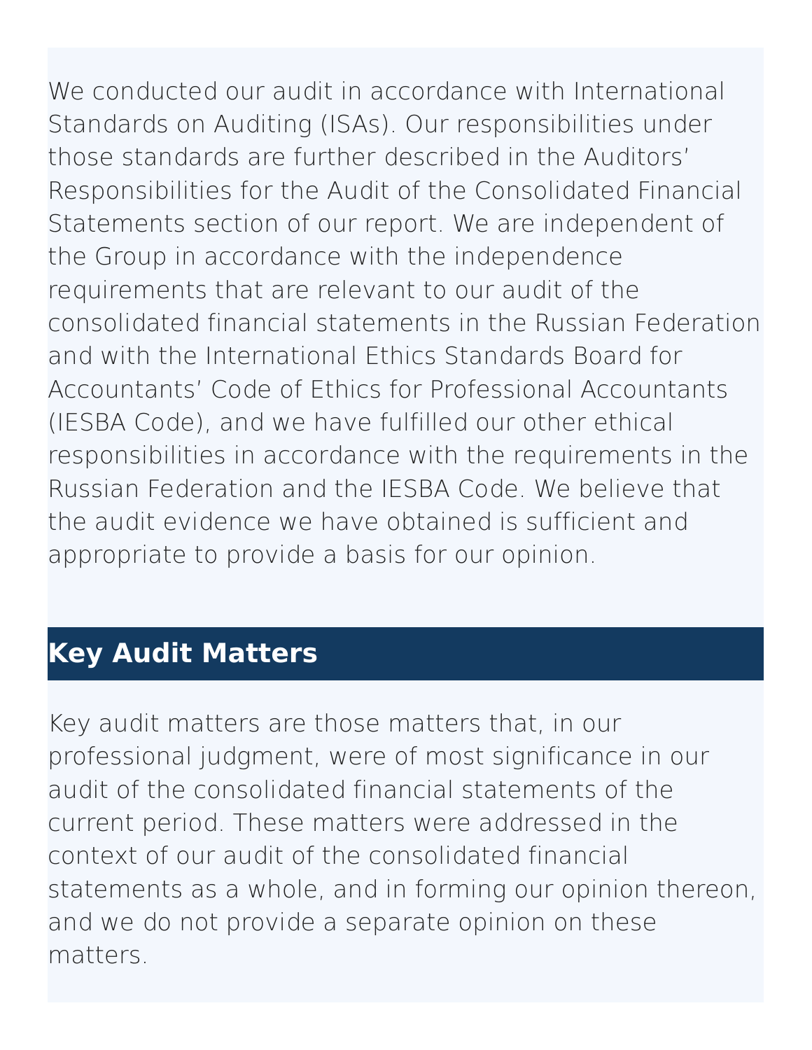We conducted our audit in accordance with International Standards on Auditing (ISAs). Our responsibilities under those standards are further described in the Auditors' Responsibilities for the Audit of the Consolidated Financial Statements section of our report. We are independent of the Group in accordance with the independence requirements that are relevant to our audit of the consolidated financial statements in the Russian Federation and with the International Ethics Standards Board for Accountants' Code of Ethics for Professional Accountants (IESBA Code), and we have fulfilled our other ethical responsibilities in accordance with the requirements in the Russian Federation and the IESBA Code. We believe that the audit evidence we have obtained is sufficient and appropriate to provide a basis for our opinion.

## Key Audit Matters

Key audit matters are those matters that, in our professional judgment, were of most significance in our audit of the consolidated financial statements of the current period. These matters were addressed in the context of our audit of the consolidated financial statements as a whole, and in forming our opinion thereon, and we do not provide a separate opinion on these matters.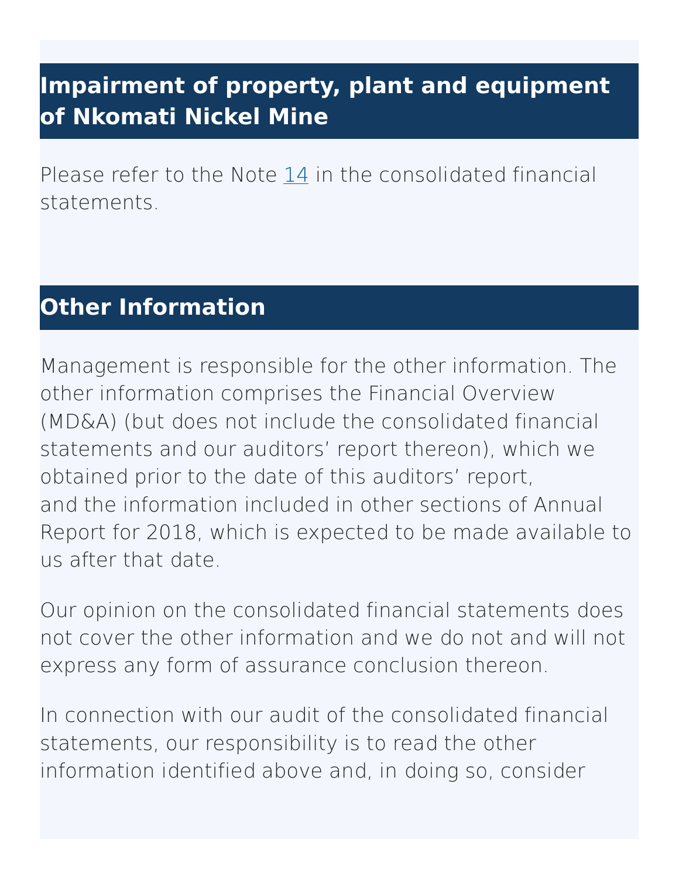## Impairment of property, plant and equipment of Nkomati Nickel Mine

Please refer to the Note 14 in the consolidated financial statements.

## Other Information

Management is responsible for the other information. The other information comprises the Financial Overview (MD&A) (but does not include the consolidated financial statements and our auditors' report thereon), which we obtained prior to the date of this auditors' report, and the information included in other sections of Annual Report for 2018, which is expected to be made available to us after that date.

Our opinion on the consolidated financial statements does not cover the other information and we do not and will not express any form of assurance conclusion thereon.

In connection with our audit of the consolidated financial statements, our responsibility is to read the other information identified above and, in doing so, consider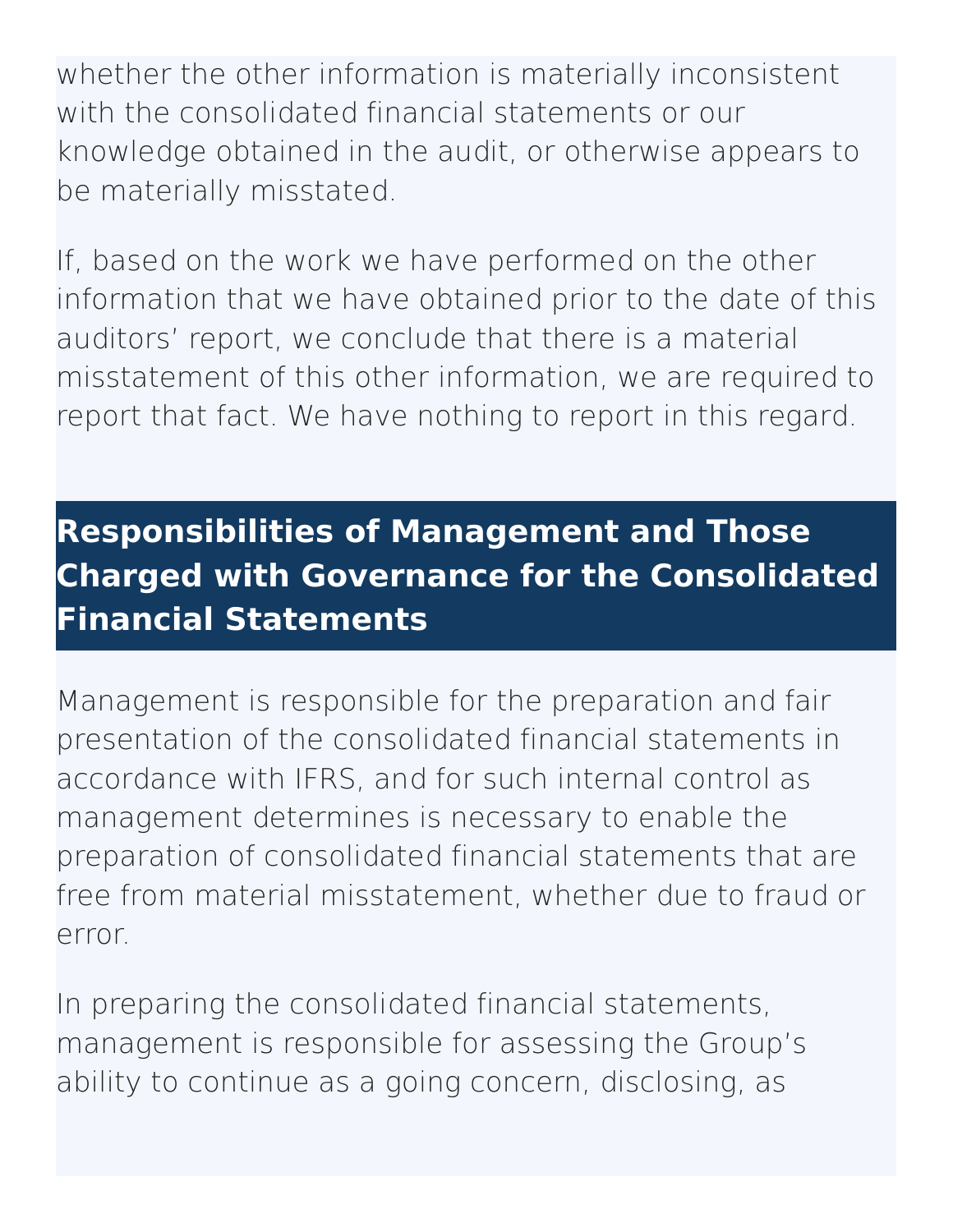whether the other information is materially inconsistent with the consolidated financial statements or our knowledge obtained in the audit, or otherwise appears to be materially misstated.

If, based on the work we have performed on the other information that we have obtained prior to the date of this auditors’ report, we conclude that there is a material misstatement of this other information, we are required to report that fact. We have nothing to report in this regard.

## Responsibilities of Management and Those Charged with Governance for the Consolidated Financial Statements

Management is responsible for the preparation and fair presentation of the consolidated financial statements in accordance with IFRS, and for such internal control as management determines is necessary to enable the preparation of consolidated financial statements that are free from material misstatement, whether due to fraud or error.

In preparing the consolidated financial statements, management is responsible for assessing the Group’s ability to continue as a going concern, disclosing, as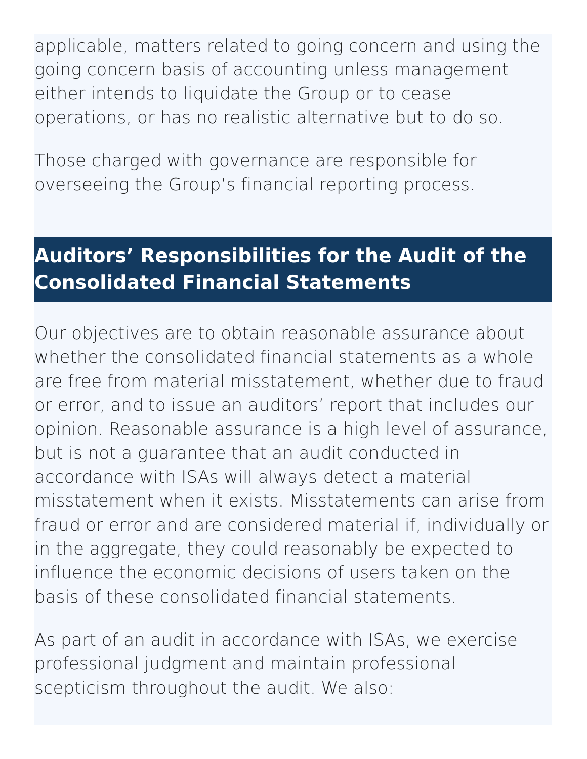applicable, matters related to going concern and using the going concern basis of accounting unless management either intends to liquidate the Group or to cease operations, or has no realistic alternative but to do so.

Those charged with governance are responsible for overseeing the Group's financial reporting process.

## Auditors' Responsibilities for the Audit of the Consolidated Financial Statements

Our objectives are to obtain reasonable assurance about whether the consolidated financial statements as a whole are free from material misstatement, whether due to fraud or error, and to issue an auditors' report that includes our opinion. Reasonable assurance is a high level of assurance, but is not a guarantee that an audit conducted in accordance with ISAs will always detect a material misstatement when it exists. Misstatements can arise from fraud or error and are considered material if, individually or in the aggregate, they could reasonably be expected to influence the economic decisions of users taken on the basis of these consolidated financial statements.

As part of an audit in accordance with ISAs, we exercise professional judgment and maintain professional scepticism throughout the audit. We also: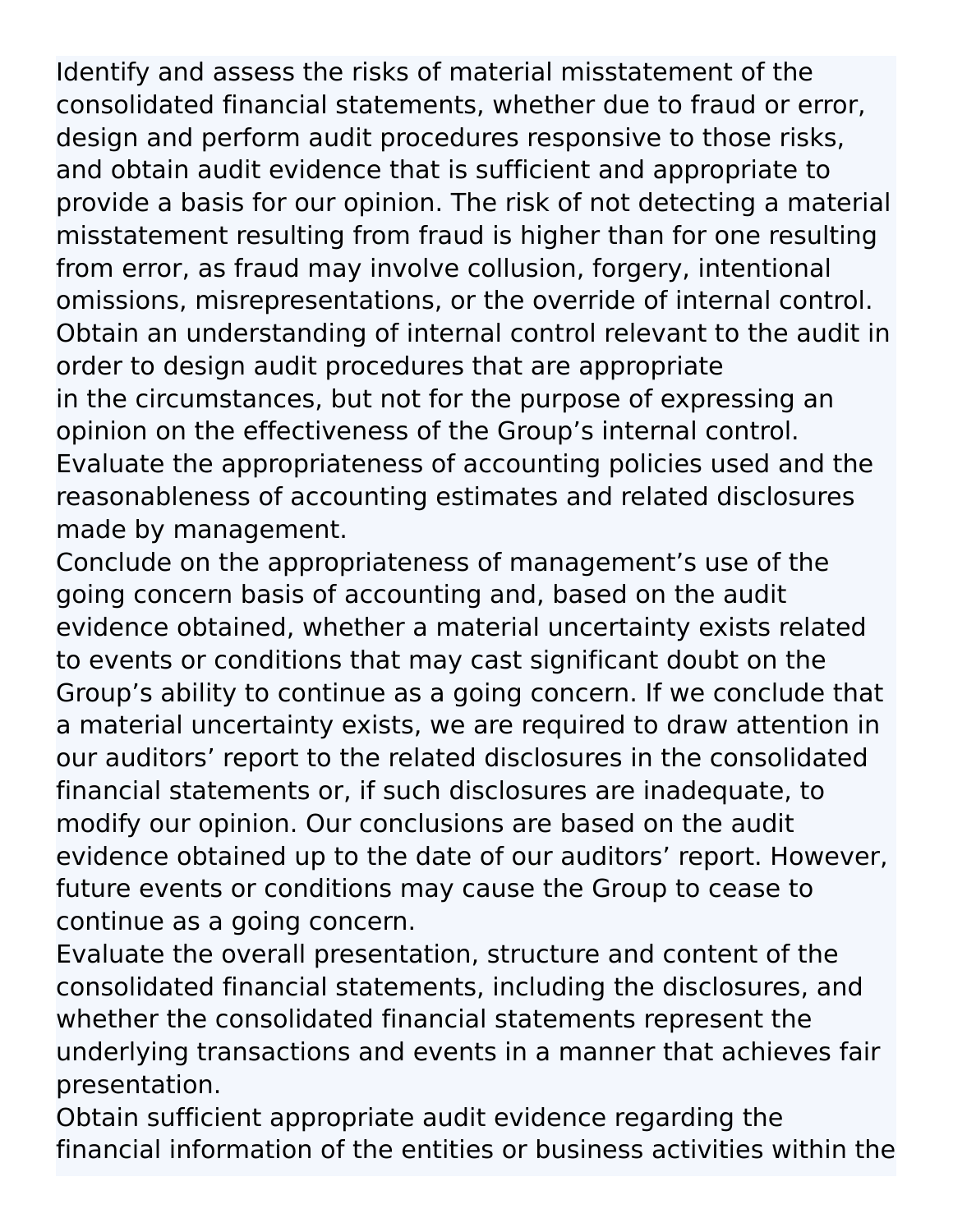Identify and assess the risks of material misstatement of the consolidated financial statements, whether due to fraud or error, design and perform audit procedures responsive to those risks, and obtain audit evidence that is sufficient and appropriate to provide a basis for our opinion. The risk of not detecting a material misstatement resulting from fraud is higher than for one resulting from error, as fraud may involve collusion, forgery, intentional omissions, misrepresentations, or the override of internal control.

Obtain an understanding of internal control relevant to the audit in order to design audit procedures that are appropriate in the circumstances, but not for the purpose of expressing an opinion on the effectiveness of the Group's internal control.

Evaluate the appropriateness of accounting policies used and the reasonableness of accounting estimates and related disclosures made by management.

Conclude on the appropriateness of management's use of the going concern basis of accounting and, based on the audit evidence obtained, whether a material uncertainty exists related to events or conditions that may cast significant doubt on the Group's ability to continue as a going concern. If we conclude that a material uncertainty exists, we are required to draw attention in our auditors' report to the related disclosures in the consolidated financial statements or, if such disclosures are inadequate, to modify our opinion. Our conclusions are based on the audit evidence obtained up to the date of our auditors' report. However, future events or conditions may cause the Group to cease to continue as a going concern.

Evaluate the overall presentation, structure and content of the consolidated financial statements, including the disclosures, and whether the consolidated financial statements represent the underlying transactions and events in a manner that achieves fair presentation.

Obtain sufficient appropriate audit evidence regarding the financial information of the entities or business activities within the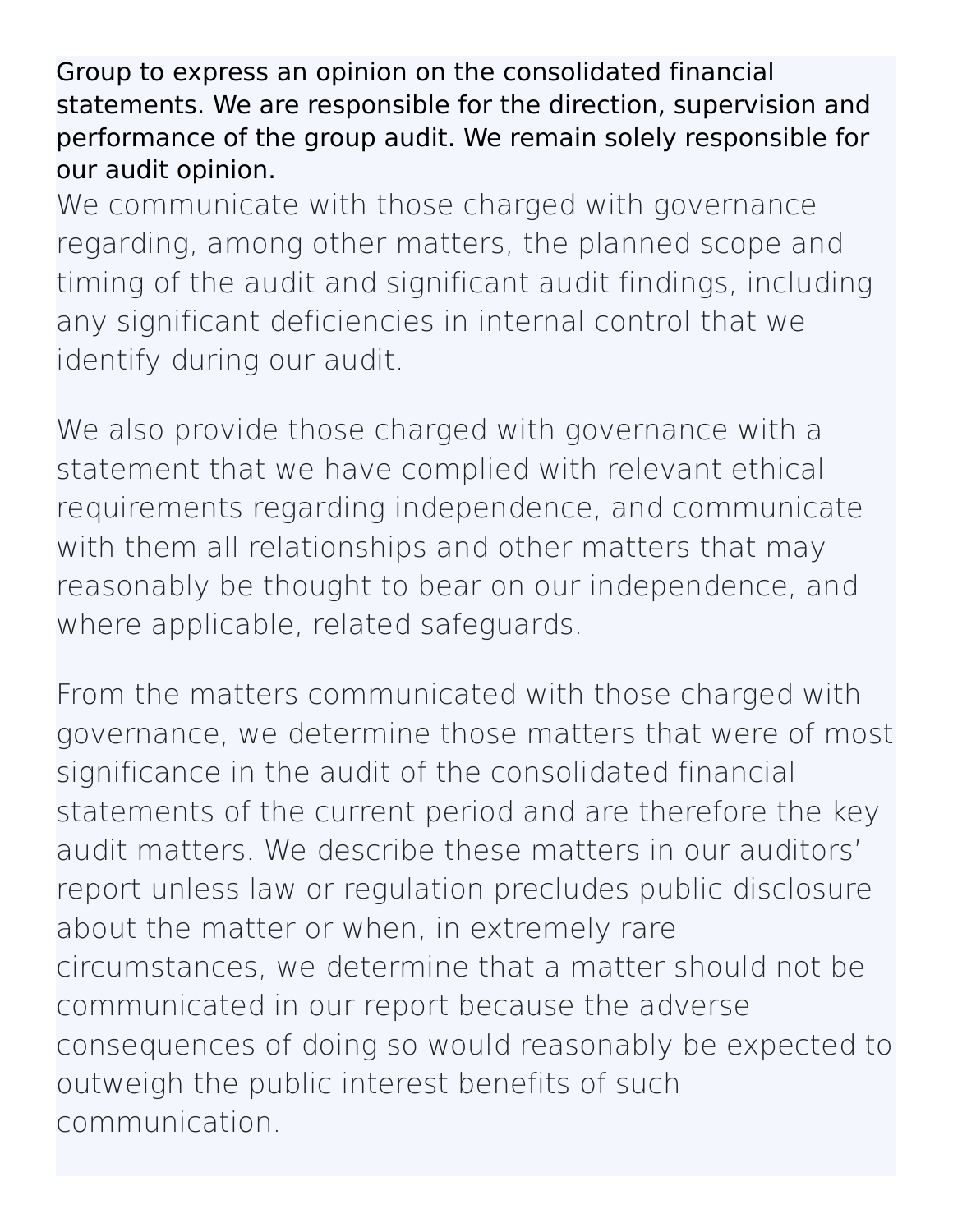Group to express an opinion on the consolidated financial statements. We are responsible for the direction, supervision and performance of the group audit. We remain solely responsible for our audit opinion.

We communicate with those charged with governance regarding, among other matters, the planned scope and timing of the audit and significant audit findings, including any significant deficiencies in internal control that we identify during our audit.

We also provide those charged with governance with a statement that we have complied with relevant ethical requirements regarding independence, and communicate with them all relationships and other matters that may reasonably be thought to bear on our independence, and where applicable, related safeguards.

From the matters communicated with those charged with governance, we determine those matters that were of most significance in the audit of the consolidated financial statements of the current period and are therefore the key audit matters. We describe these matters in our auditors' report unless law or regulation precludes public disclosure about the matter or when, in extremely rare circumstances, we determine that a matter should not be communicated in our report because the adverse consequences of doing so would reasonably be expected to outweigh the public interest benefits of such communication.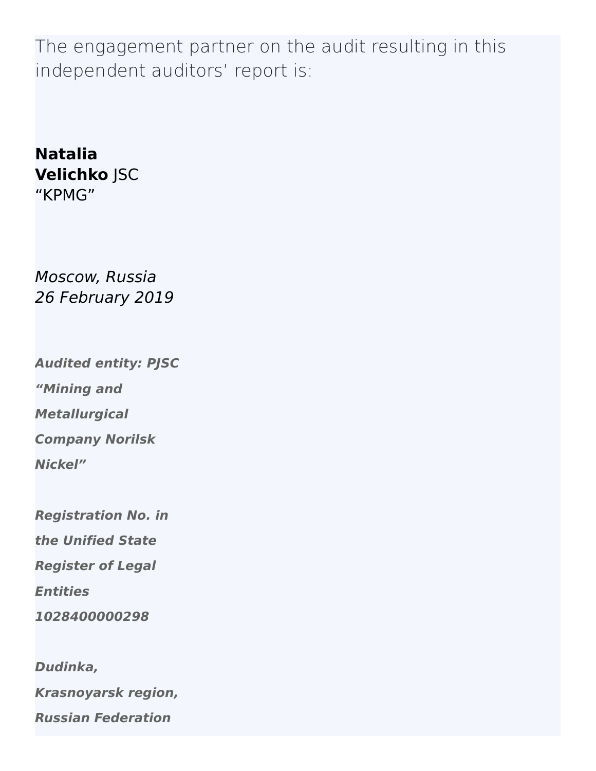The engagement partner on the audit resulting in this independent auditors' report is:

**Natalia Velichko** JSC "KPMG"

*Moscow, Russia*
*26 February 2019*

***Audited entity: PJSC "Mining and Metallurgical Company Norilsk Nickel"***

***Registration No. in the Unified State Register of Legal Entities 1028400000298***

***Dudinka, Krasnoyarsk region, Russian Federation***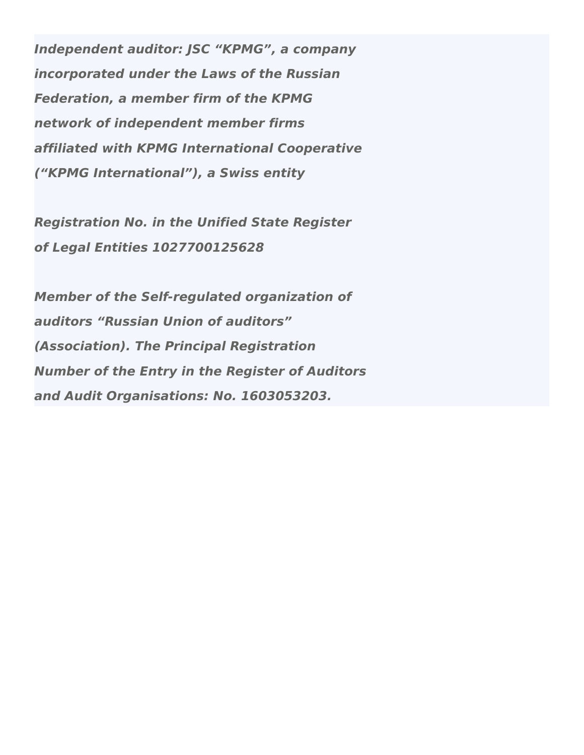***Independent auditor: JSC "KPMG", a company incorporated under the Laws of the Russian Federation, a member firm of the KPMG network of independent member firms affiliated with KPMG International Cooperative ("KPMG International"), a Swiss entity***

***Registration No. in the Unified State Register of Legal Entities 1027700125628***

***Member of the Self-regulated organization of auditors "Russian Union of auditors" (Association). The Principal Registration Number of the Entry in the Register of Auditors and Audit Organisations: No. 1603053203.***